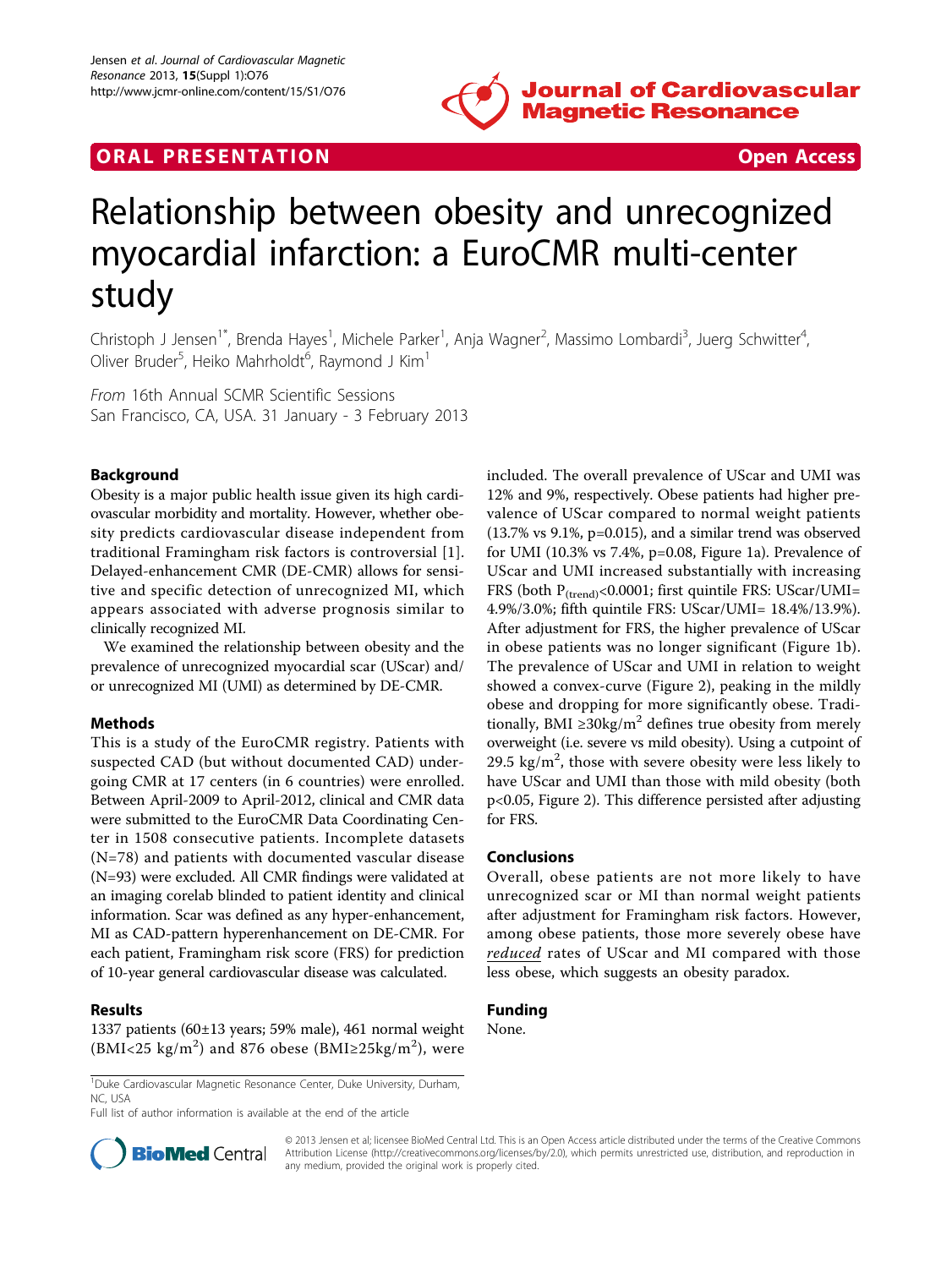ORAL PRESENTATION

Open Access

# Relationship between obesity and unrecognized myocardial infarction: a EuroCMR multi-center study

Christoph J Jensen[1*], Brenda Hayes[1], Michele Parker[1], Anja Wagner[2], Massimo Lombardi[3], Juerg Schwitter[4], Oliver Bruder[5], Heiko Mahrholdt[6], Raymond J Kim[1]

*From* 16th Annual SCMR Scientific Sessions
San Francisco, CA, USA. 31 January - 3 February 2013

## Background

Obesity is a major public health issue given its high cardiovascular morbidity and mortality. However, whether obesity predicts cardiovascular disease independent from traditional Framingham risk factors is controversial [1]. Delayed-enhancement CMR (DE-CMR) allows for sensitive and specific detection of unrecognized MI, which appears associated with adverse prognosis similar to clinically recognized MI.

We examined the relationship between obesity and the prevalence of unrecognized myocardial scar (UScar) and/or unrecognized MI (UMI) as determined by DE-CMR.

## Methods

This is a study of the EuroCMR registry. Patients with suspected CAD (but without documented CAD) undergoing CMR at 17 centers (in 6 countries) were enrolled. Between April-2009 to April-2012, clinical and CMR data were submitted to the EuroCMR Data Coordinating Center in 1508 consecutive patients. Incomplete datasets (N=78) and patients with documented vascular disease (N=93) were excluded. All CMR findings were validated at an imaging corelab blinded to patient identity and clinical information. Scar was defined as any hyper-enhancement, MI as CAD-pattern hyperenhancement on DE-CMR. For each patient, Framingham risk score (FRS) for prediction of 10-year general cardiovascular disease was calculated.

## Results

1337 patients (60±13 years; 59% male), 461 normal weight (BMI<25 kg/m$^2$) and 876 obese (BMI≥25kg/m$^2$), were included. The overall prevalence of UScar and UMI was 12% and 9%, respectively. Obese patients had higher prevalence of UScar compared to normal weight patients (13.7% vs 9.1%, p=0.015), and a similar trend was observed for UMI (10.3% vs 7.4%, p=0.08, Figure 1a). Prevalence of UScar and UMI increased substantially with increasing FRS (both $P_{(trend)}$<0.0001; first quintile FRS: UScar/UMI= 4.9%/3.0%; fifth quintile FRS: UScar/UMI= 18.4%/13.9%). After adjustment for FRS, the higher prevalence of UScar in obese patients was no longer significant (Figure 1b). The prevalence of UScar and UMI in relation to weight showed a convex-curve (Figure 2), peaking in the mildly obese and dropping for more significantly obese. Traditionally, BMI ≥30kg/m$^2$ defines true obesity from merely overweight (i.e. severe vs mild obesity). Using a cutpoint of 29.5 kg/m$^2$, those with severe obesity were less likely to have UScar and UMI than those with mild obesity (both p<0.05, Figure 2). This difference persisted after adjusting for FRS.

## Conclusions

Overall, obese patients are not more likely to have unrecognized scar or MI than normal weight patients after adjustment for Framingham risk factors. However, among obese patients, those more severely obese have *reduced* rates of UScar and MI compared with those less obese, which suggests an obesity paradox.

## Funding

None.

[1]Duke Cardiovascular Magnetic Resonance Center, Duke University, Durham, NC, USA

Full list of author information is available at the end of the article

© 2013 Jensen et al; licensee BioMed Central Ltd. This is an Open Access article distributed under the terms of the Creative Commons Attribution License (http://creativecommons.org/licenses/by/2.0), which permits unrestricted use, distribution, and reproduction in any medium, provided the original work is properly cited.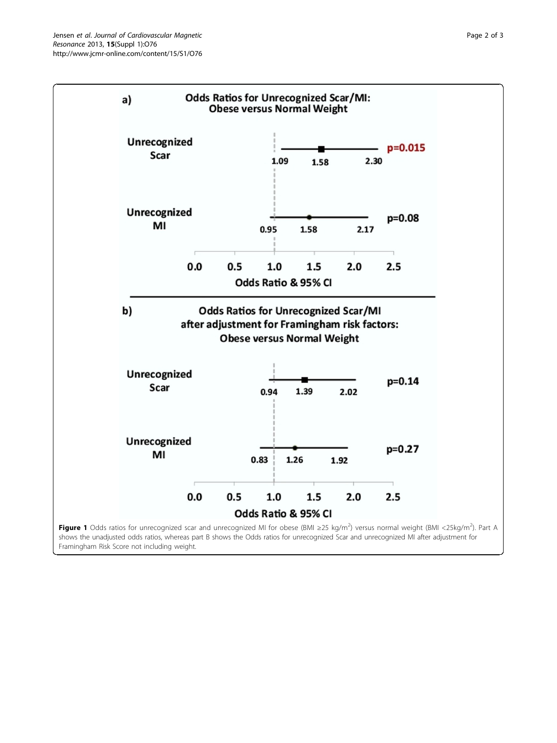**a) Odds Ratios for Unrecognized Scar/MI: Obese versus Normal Weight**

| | Lower 95% CI | Odds Ratio | Upper 95% CI | p |
|---|---|---|---|---|
| Unrecognized Scar | 1.09 | 1.58 | 2.30 | p=0.015 |
| Unrecognized MI | 0.95 | 1.58 | 2.17 | p=0.08 |

Odds Ratio & 95% CI (axis: 0.0, 0.5, 1.0, 1.5, 2.0, 2.5)

**b) Odds Ratios for Unrecognized Scar/MI after adjustment for Framingham risk factors: Obese versus Normal Weight**

| | Lower 95% CI | Odds Ratio | Upper 95% CI | p |
|---|---|---|---|---|
| Unrecognized Scar | 0.94 | 1.39 | 2.02 | p=0.14 |
| Unrecognized MI | 0.83 | 1.26 | 1.92 | p=0.27 |

Odds Ratio & 95% CI (axis: 0.0, 0.5, 1.0, 1.5, 2.0, 2.5)

**Figure 1** Odds ratios for unrecognized scar and unrecognized MI for obese (BMI ≥25 kg/m$^2$) versus normal weight (BMI <25kg/m$^2$). Part A shows the unadjusted odds ratios, whereas part B shows the Odds ratios for unrecognized Scar and unrecognized MI after adjustment for Framingham Risk Score not including weight.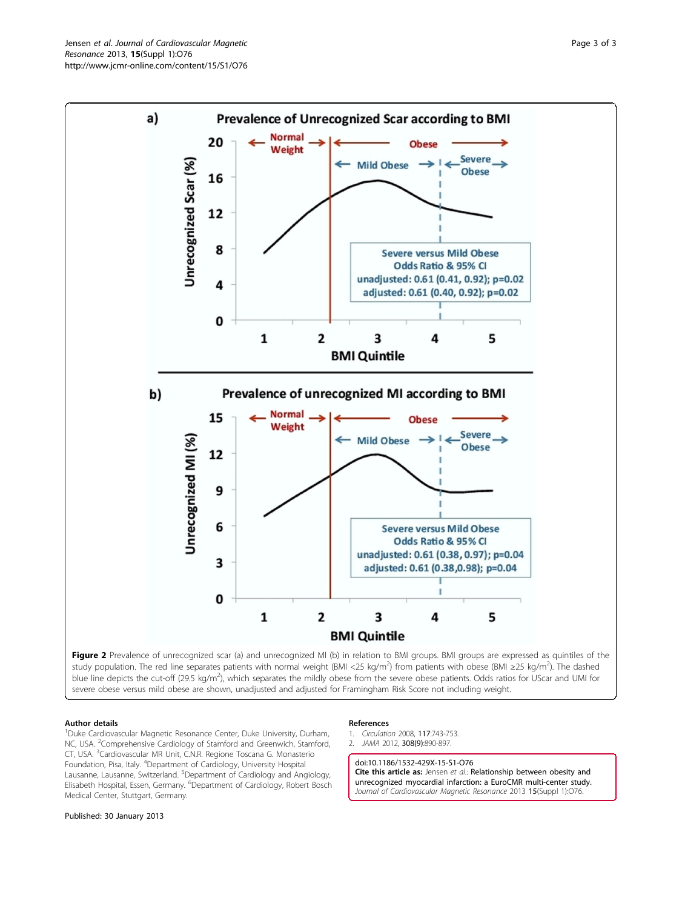a) Prevalence of Unrecognized Scar according to BMI

Unrecognized Scar (%)

20
16
12
8
4
0

Normal Weight

Obese

Mild Obese

Severe Obese

Severe versus Mild Obese
Odds Ratio & 95% CI
unadjusted: 0.61 (0.41, 0.92); p=0.02
adjusted: 0.61 (0.40, 0.92); p=0.02

1 2 3 4 5

BMI Quintile

b) Prevalence of unrecognized MI according to BMI

Unrecognized MI (%)

15
12
9
6
3
0

Normal Weight

Obese

Mild Obese

Severe Obese

Severe versus Mild Obese
Odds Ratio & 95% CI
unadjusted: 0.61 (0.38, 0.97); p=0.04
adjusted: 0.61 (0.38,0.98); p=0.04

1 2 3 4 5

BMI Quintile

**Figure 2** Prevalence of unrecognized scar (a) and unrecognized MI (b) in relation to BMI groups. BMI groups are expressed as quintiles of the study population. The red line separates patients with normal weight (BMI <25 kg/m$^2$) from patients with obese (BMI ≥25 kg/m$^2$). The dashed blue line depicts the cut-off (29.5 kg/m$^2$), which separates the mildly obese from the severe obese patients. Odds ratios for UScar and UMI for severe obese versus mild obese are shown, unadjusted and adjusted for Framingham Risk Score not including weight.

### Author details

[1]Duke Cardiovascular Magnetic Resonance Center, Duke University, Durham, NC, USA. [2]Comprehensive Cardiology of Stamford and Greenwich, Stamford, CT, USA. [3]Cardiovascular MR Unit, C.N.R. Regione Toscana G. Monasterio Foundation, Pisa, Italy. [4]Department of Cardiology, University Hospital Lausanne, Lausanne, Switzerland. [5]Department of Cardiology and Angiology, Elisabeth Hospital, Essen, Germany. [6]Department of Cardiology, Robert Bosch Medical Center, Stuttgart, Germany.

Published: 30 January 2013

### References

1. *Circulation* 2008, **117**:743-753.
2. *JAMA* 2012, **308(9)**:890-897.

doi:10.1186/1532-429X-15-S1-O76
**Cite this article as:** Jensen *et al.*: Relationship between obesity and unrecognized myocardial infarction: a EuroCMR multi-center study. *Journal of Cardiovascular Magnetic Resonance* 2013 **15**(Suppl 1):O76.